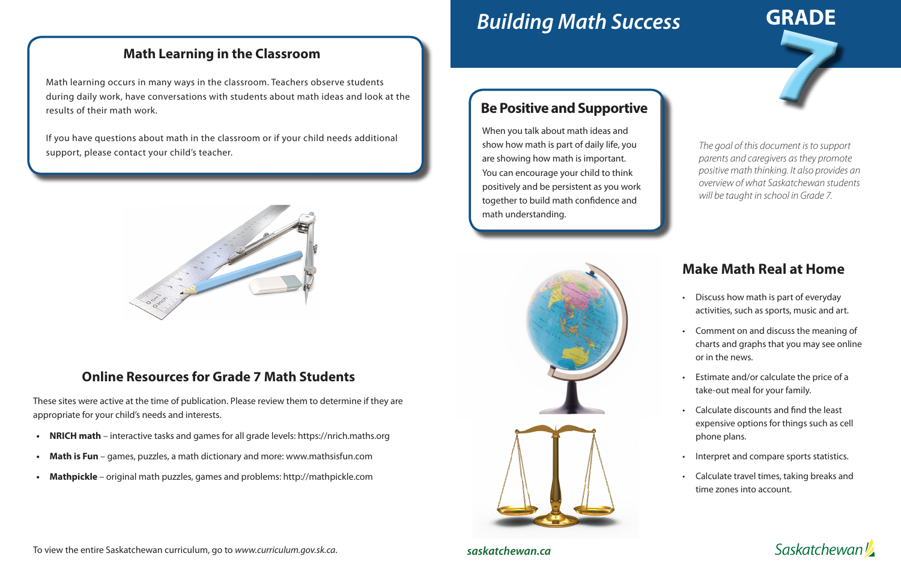# Building Math Success

## GRADE 7

*The goal of this document is to support parents and caregivers as they promote positive math thinking. It also provides an overview of what Saskatchewan students will be taught in school in Grade 7.*

## Be Positive and Supportive

When you talk about math ideas and show how math is part of daily life, you are showing how math is important. You can encourage your child to think positively and be persistent as you work together to build math confidence and math understanding.

## Make Math Real at Home

- Discuss how math is part of everyday activities, such as sports, music and art.
- Comment on and discuss the meaning of charts and graphs that you may see online or in the news.
- Estimate and/or calculate the price of a take-out meal for your family.
- Calculate discounts and find the least expensive options for things such as cell phone plans.
- Interpret and compare sports statistics.
- Calculate travel times, taking breaks and time zones into account.

## Math Learning in the Classroom

Math learning occurs in many ways in the classroom. Teachers observe students during daily work, have conversations with students about math ideas and look at the results of their math work.

If you have questions about math in the classroom or if your child needs additional support, please contact your child's teacher.

## Online Resources for Grade 7 Math Students

These sites were active at the time of publication. Please review them to determine if they are appropriate for your child's needs and interests.

- **NRICH math** – interactive tasks and games for all grade levels: https://nrich.maths.org
- **Math is Fun** – games, puzzles, a math dictionary and more: www.mathsisfun.com
- **Mathpickle** – original math puzzles, games and problems: http://mathpickle.com

To view the entire Saskatchewan curriculum, go to *www.curriculum.gov.sk.ca*.

***saskatchewan.ca***

Saskatchewan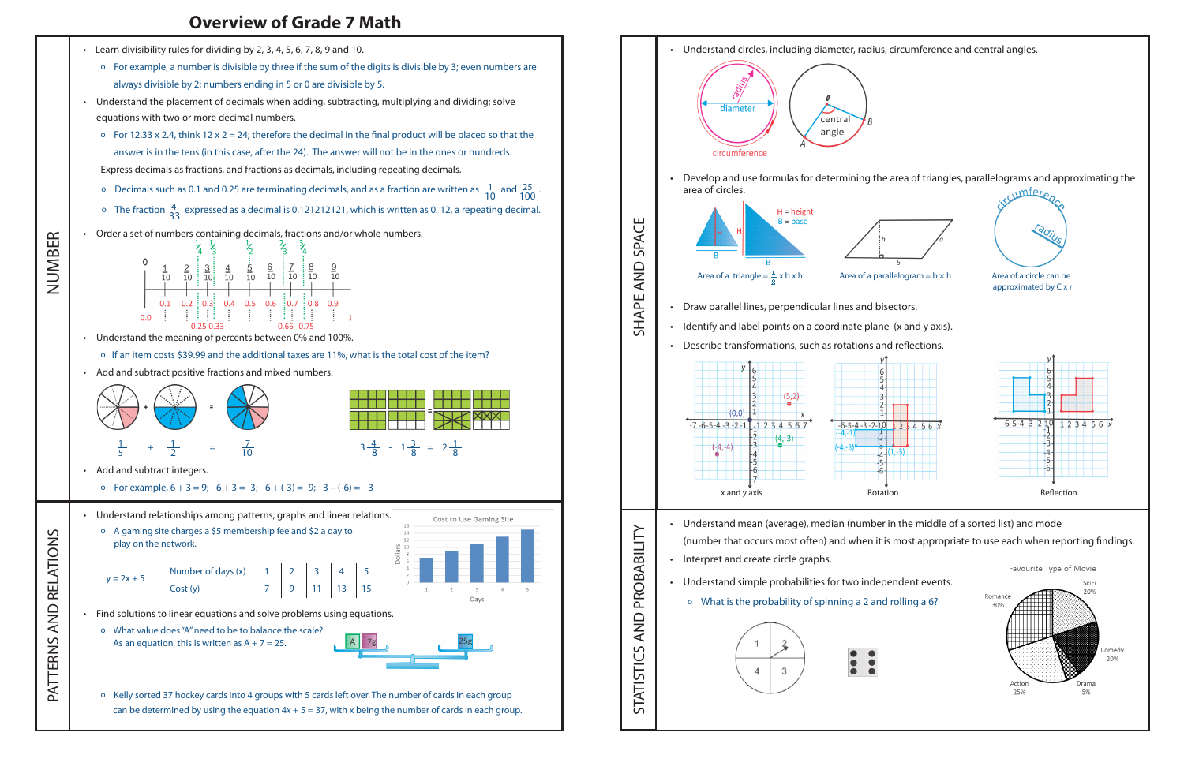# Overview of Grade 7 Math

## NUMBER

- Learn divisibility rules for dividing by 2, 3, 4, 5, 6, 7, 8, 9 and 10.
  - For example, a number is divisible by three if the sum of the digits is divisible by 3; even numbers are always divisible by 2; numbers ending in 5 or 0 are divisible by 5.
- Understand the placement of decimals when adding, subtracting, multiplying and dividing; solve equations with two or more decimal numbers.
  - For 12.33 x 2.4, think 12 x 2 = 24; therefore the decimal in the final product will be placed so that the answer is in the tens (in this case, after the 24). The answer will not be in the ones or hundreds.
- Express decimals as fractions, and fractions as decimals, including repeating decimals.
  - Decimals such as 0.1 and 0.25 are terminating decimals, and as a fraction are written as $\frac{1}{10}$ and $\frac{25}{100}$.
  - The fraction $\frac{4}{33}$ expressed as a decimal is 0.121212121, which is written as $0.\overline{12}$, a repeating decimal.
- Order a set of numbers containing decimals, fractions and/or whole numbers.

0, $\frac{1}{10}$, $\frac{2}{10}$, $\frac{3}{10}$, $\frac{4}{10}$, $\frac{5}{10}$, $\frac{6}{10}$, $\frac{7}{10}$, $\frac{8}{10}$, $\frac{9}{10}$

$\frac{1}{4}$, $\frac{1}{3}$, $\frac{1}{2}$, $\frac{2}{3}$, $\frac{3}{4}$

0.0, 0.1, 0.2, 0.3, 0.4, 0.5, 0.6, 0.7, 0.8, 0.9, 1

0.25 0.33, 0.66 0.75

- Understand the meaning of percents between 0% and 100%.
  - If an item costs $39.99 and the additional taxes are 11%, what is the total cost of the item?
- Add and subtract positive fractions and mixed numbers.

$\frac{1}{5} + \frac{1}{2} = \frac{7}{10}$

$3\frac{4}{8} - 1\frac{3}{8} = 2\frac{1}{8}$

- Add and subtract integers.
  - For example, 6 + 3 = 9; -6 + 3 = -3; -6 + (-3) = -9; -3 – (-6) = +3

## PATTERNS AND RELATIONS

- Understand relationships among patterns, graphs and linear relations.
  - A gaming site charges a $5 membership fee and $2 a day to play on the network.

$y = 2x + 5$

| Number of days (x) | 1 | 2 | 3 | 4 | 5 |
|---|---|---|---|---|---|
| Cost (y) | 7 | 9 | 11 | 13 | 15 |

Cost to Use Gaming Site

Dollars: 0, 2, 4, 6, 8, 10, 12, 14, 16

Days: 1, 2, 3, 4, 5

- Find solutions to linear equations and solve problems using equations.
  - What value does "A" need to be to balance the scale? As an equation, this is written as A + 7 = 25.

A, 7g, 25g

  - Kelly sorted 37 hockey cards into 4 groups with 5 cards left over. The number of cards in each group can be determined by using the equation 4x + 5 = 37, with x being the number of cards in each group.

## SHAPE AND SPACE

- Understand circles, including diameter, radius, circumference and central angles.

radius, diameter, circumference; central angle, A, B, 0

- Develop and use formulas for determining the area of triangles, parallelograms and approximating the area of circles.

H = height, B = base

Area of a triangle = $\frac{1}{2}$ x b x h

Area of a parallelogram = b × h

circumference, radius

Area of a circle can be approximated by C x r

- Draw parallel lines, perpendicular lines and bisectors.
- Identify and label points on a coordinate plane (x and y axis).
- Describe transformations, such as rotations and reflections.

(0,0), (5,2), (-4,-4), (4,-3)

x and y axis

(-4,-1), (-4,-3), (1,-3)

Rotation

Reflection

## STATISTICS AND PROBABILITY

- Understand mean (average), median (number in the middle of a sorted list) and mode (number that occurs most often) and when it is most appropriate to use each when reporting findings.
- Interpret and create circle graphs.
- Understand simple probabilities for two independent events.
  - What is the probability of spinning a 2 and rolling a 6?

1, 2, 3, 4

Favourite Type of Movie

SciFi 20%, Romance 30%, Comedy 20%, Action 25%, Drama 5%